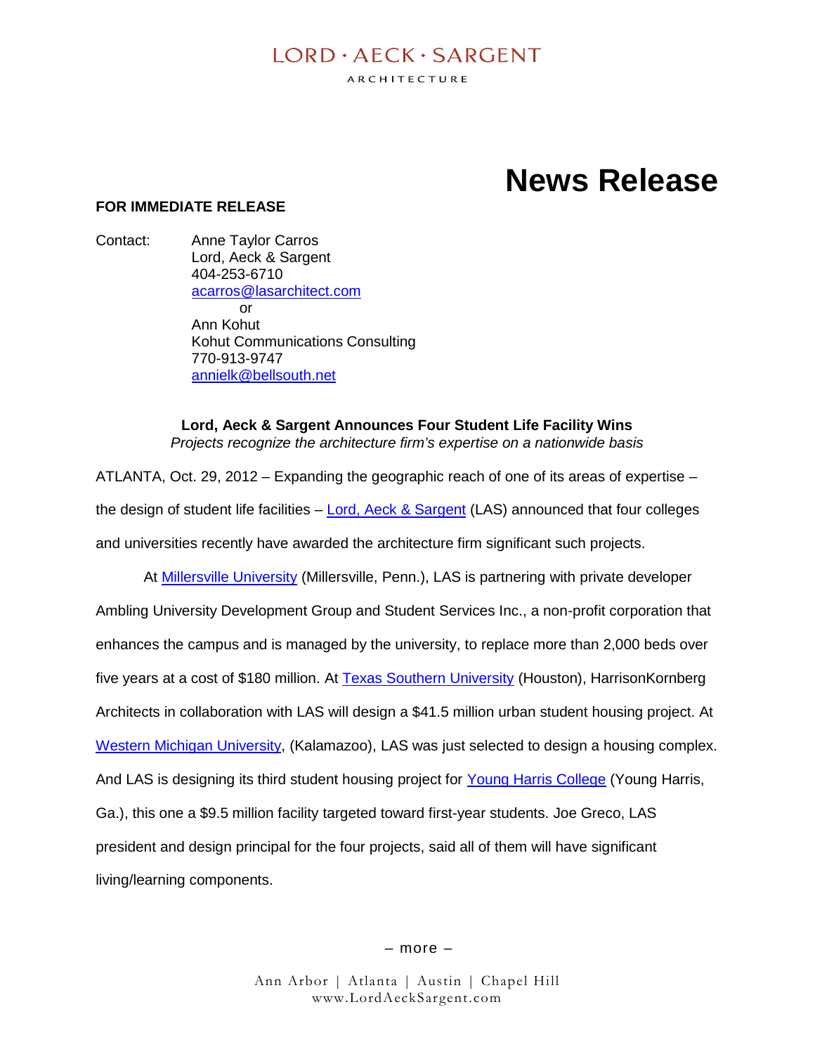LORD · AECK · SARGENT

ARCHITECTURE

# News Release

**FOR IMMEDIATE RELEASE**

Contact: Anne Taylor Carros
Lord, Aeck & Sargent
404-253-6710
acarros@lasarchitect.com
or
Ann Kohut
Kohut Communications Consulting
770-913-9747
annielk@bellsouth.net

**Lord, Aeck & Sargent Announces Four Student Life Facility Wins**

*Projects recognize the architecture firm's expertise on a nationwide basis*

ATLANTA, Oct. 29, 2012 – Expanding the geographic reach of one of its areas of expertise – the design of student life facilities – Lord, Aeck & Sargent (LAS) announced that four colleges and universities recently have awarded the architecture firm significant such projects.

At Millersville University (Millersville, Penn.), LAS is partnering with private developer Ambling University Development Group and Student Services Inc., a non-profit corporation that enhances the campus and is managed by the university, to replace more than 2,000 beds over five years at a cost of $180 million. At Texas Southern University (Houston), HarrisonKornberg Architects in collaboration with LAS will design a $41.5 million urban student housing project. At Western Michigan University, (Kalamazoo), LAS was just selected to design a housing complex. And LAS is designing its third student housing project for Young Harris College (Young Harris, Ga.), this one a $9.5 million facility targeted toward first-year students. Joe Greco, LAS president and design principal for the four projects, said all of them will have significant living/learning components.

– more –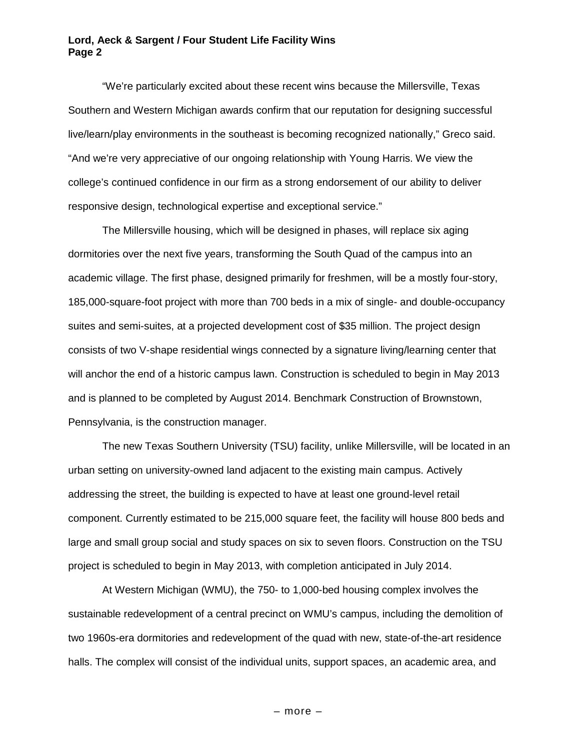"We're particularly excited about these recent wins because the Millersville, Texas Southern and Western Michigan awards confirm that our reputation for designing successful live/learn/play environments in the southeast is becoming recognized nationally," Greco said. "And we're very appreciative of our ongoing relationship with Young Harris. We view the college's continued confidence in our firm as a strong endorsement of our ability to deliver responsive design, technological expertise and exceptional service."

The Millersville housing, which will be designed in phases, will replace six aging dormitories over the next five years, transforming the South Quad of the campus into an academic village. The first phase, designed primarily for freshmen, will be a mostly four-story, 185,000-square-foot project with more than 700 beds in a mix of single- and double-occupancy suites and semi-suites, at a projected development cost of $35 million. The project design consists of two V-shape residential wings connected by a signature living/learning center that will anchor the end of a historic campus lawn. Construction is scheduled to begin in May 2013 and is planned to be completed by August 2014. Benchmark Construction of Brownstown, Pennsylvania, is the construction manager.

The new Texas Southern University (TSU) facility, unlike Millersville, will be located in an urban setting on university-owned land adjacent to the existing main campus. Actively addressing the street, the building is expected to have at least one ground-level retail component. Currently estimated to be 215,000 square feet, the facility will house 800 beds and large and small group social and study spaces on six to seven floors. Construction on the TSU project is scheduled to begin in May 2013, with completion anticipated in July 2014.

At Western Michigan (WMU), the 750- to 1,000-bed housing complex involves the sustainable redevelopment of a central precinct on WMU's campus, including the demolition of two 1960s-era dormitories and redevelopment of the quad with new, state-of-the-art residence halls. The complex will consist of the individual units, support spaces, an academic area, and

– more –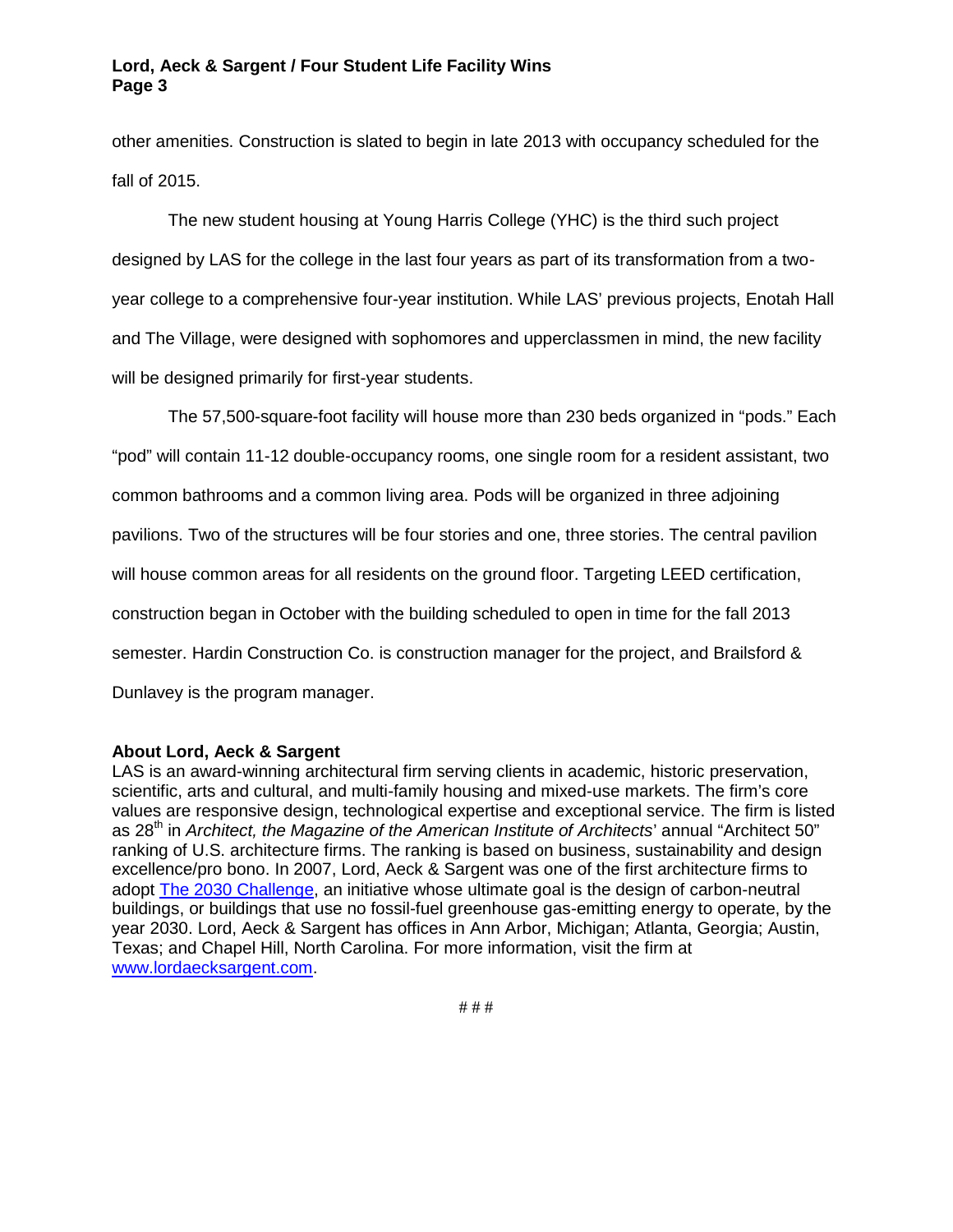other amenities. Construction is slated to begin in late 2013 with occupancy scheduled for the fall of 2015.

The new student housing at Young Harris College (YHC) is the third such project designed by LAS for the college in the last four years as part of its transformation from a two-year college to a comprehensive four-year institution. While LAS' previous projects, Enotah Hall and The Village, were designed with sophomores and upperclassmen in mind, the new facility will be designed primarily for first-year students.

The 57,500-square-foot facility will house more than 230 beds organized in "pods." Each "pod" will contain 11-12 double-occupancy rooms, one single room for a resident assistant, two common bathrooms and a common living area. Pods will be organized in three adjoining pavilions. Two of the structures will be four stories and one, three stories. The central pavilion will house common areas for all residents on the ground floor. Targeting LEED certification, construction began in October with the building scheduled to open in time for the fall 2013 semester. Hardin Construction Co. is construction manager for the project, and Brailsford & Dunlavey is the program manager.

**About Lord, Aeck & Sargent**

LAS is an award-winning architectural firm serving clients in academic, historic preservation, scientific, arts and cultural, and multi-family housing and mixed-use markets. The firm's core values are responsive design, technological expertise and exceptional service. The firm is listed as 28th in *Architect, the Magazine of the American Institute of Architects*' annual "Architect 50" ranking of U.S. architecture firms. The ranking is based on business, sustainability and design excellence/pro bono. In 2007, Lord, Aeck & Sargent was one of the first architecture firms to adopt [The 2030 Challenge](), an initiative whose ultimate goal is the design of carbon-neutral buildings, or buildings that use no fossil-fuel greenhouse gas-emitting energy to operate, by the year 2030. Lord, Aeck & Sargent has offices in Ann Arbor, Michigan; Atlanta, Georgia; Austin, Texas; and Chapel Hill, North Carolina. For more information, visit the firm at [www.lordaecksargent.com]().

# # #